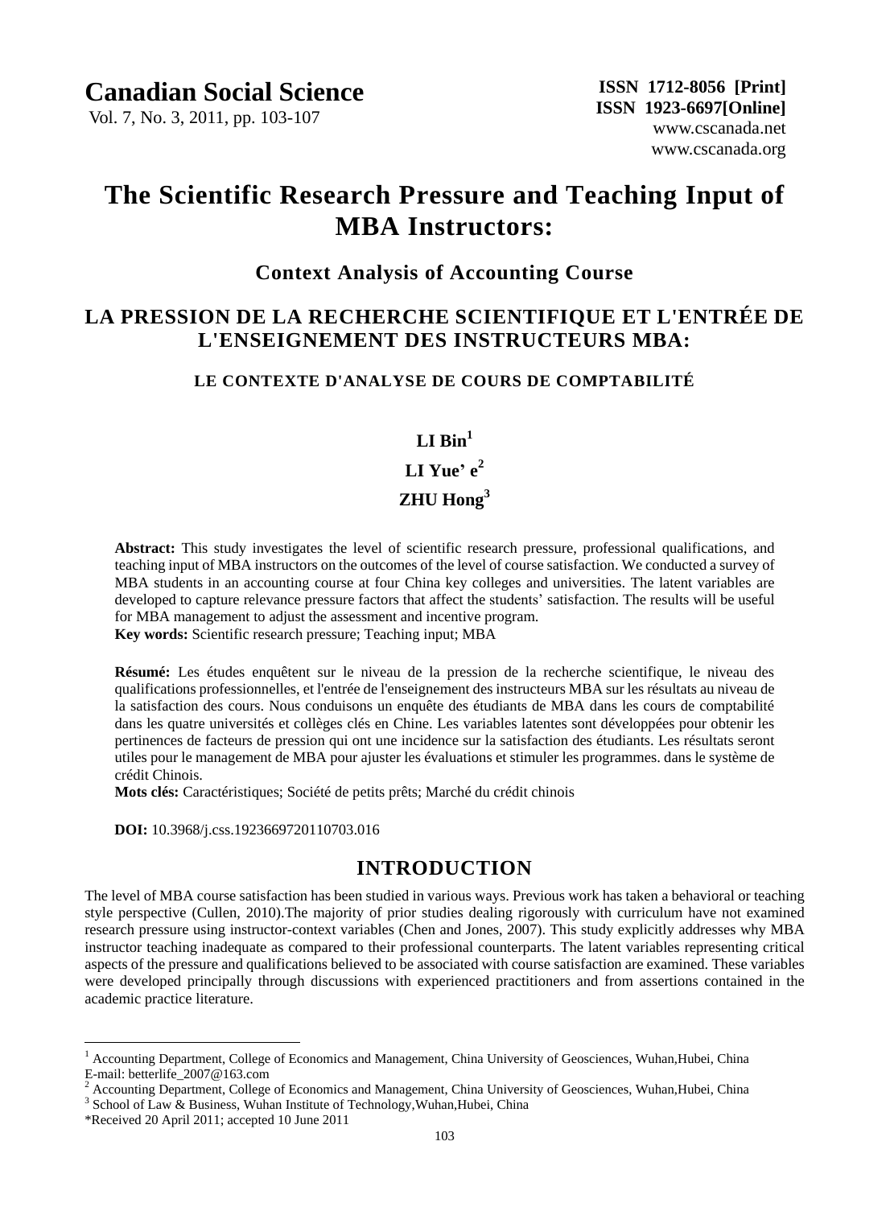# The Scientific Research Pressure and Teaching Input of MBA Instructors:

## Context Analysis of Accounting Course

# LA PRESSION DE LA RECHERCHE SCIENTIFIQUE ET L'ENTRÉE DE L'ENSEIGNEMENT DES INSTRUCTEURS MBA:

### LE CONTEXTE D'ANALYSE DE COURS DE COMPTABILITÉ

**LI Bin**[1]

**LI Yue' e**[2]

**ZHU Hong**[3]

**Abstract:** This study investigates the level of scientific research pressure, professional qualifications, and teaching input of MBA instructors on the outcomes of the level of course satisfaction. We conducted a survey of MBA students in an accounting course at four China key colleges and universities. The latent variables are developed to capture relevance pressure factors that affect the students' satisfaction. The results will be useful for MBA management to adjust the assessment and incentive program.

**Key words:** Scientific research pressure; Teaching input; MBA

**Résumé:** Les études enquêtent sur le niveau de la pression de la recherche scientifique, le niveau des qualifications professionnelles, et l'entrée de l'enseignement des instructeurs MBA sur les résultats au niveau de la satisfaction des cours. Nous conduisons un enquête des étudiants de MBA dans les cours de comptabilité dans les quatre universités et collèges clés en Chine. Les variables latentes sont développées pour obtenir les pertinences de facteurs de pression qui ont une incidence sur la satisfaction des étudiants. Les résultats seront utiles pour le management de MBA pour ajuster les évaluations et stimuler les programmes. dans le système de crédit Chinois.

**Mots clés:** Caractéristiques; Société de petits prêts; Marché du crédit chinois

**DOI:** 10.3968/j.css.1923669720110703.016

## INTRODUCTION

The level of MBA course satisfaction has been studied in various ways. Previous work has taken a behavioral or teaching style perspective (Cullen, 2010).The majority of prior studies dealing rigorously with curriculum have not examined research pressure using instructor-context variables (Chen and Jones, 2007). This study explicitly addresses why MBA instructor teaching inadequate as compared to their professional counterparts. The latent variables representing critical aspects of the pressure and qualifications believed to be associated with course satisfaction are examined. These variables were developed principally through discussions with experienced practitioners and from assertions contained in the academic practice literature.

---

[1] Accounting Department, College of Economics and Management, China University of Geosciences, Wuhan,Hubei, China E-mail: betterlife_2007@163.com

[2] Accounting Department, College of Economics and Management, China University of Geosciences, Wuhan,Hubei, China

[3] School of Law & Business, Wuhan Institute of Technology,Wuhan,Hubei, China

*Received 20 April 2011; accepted 10 June 2011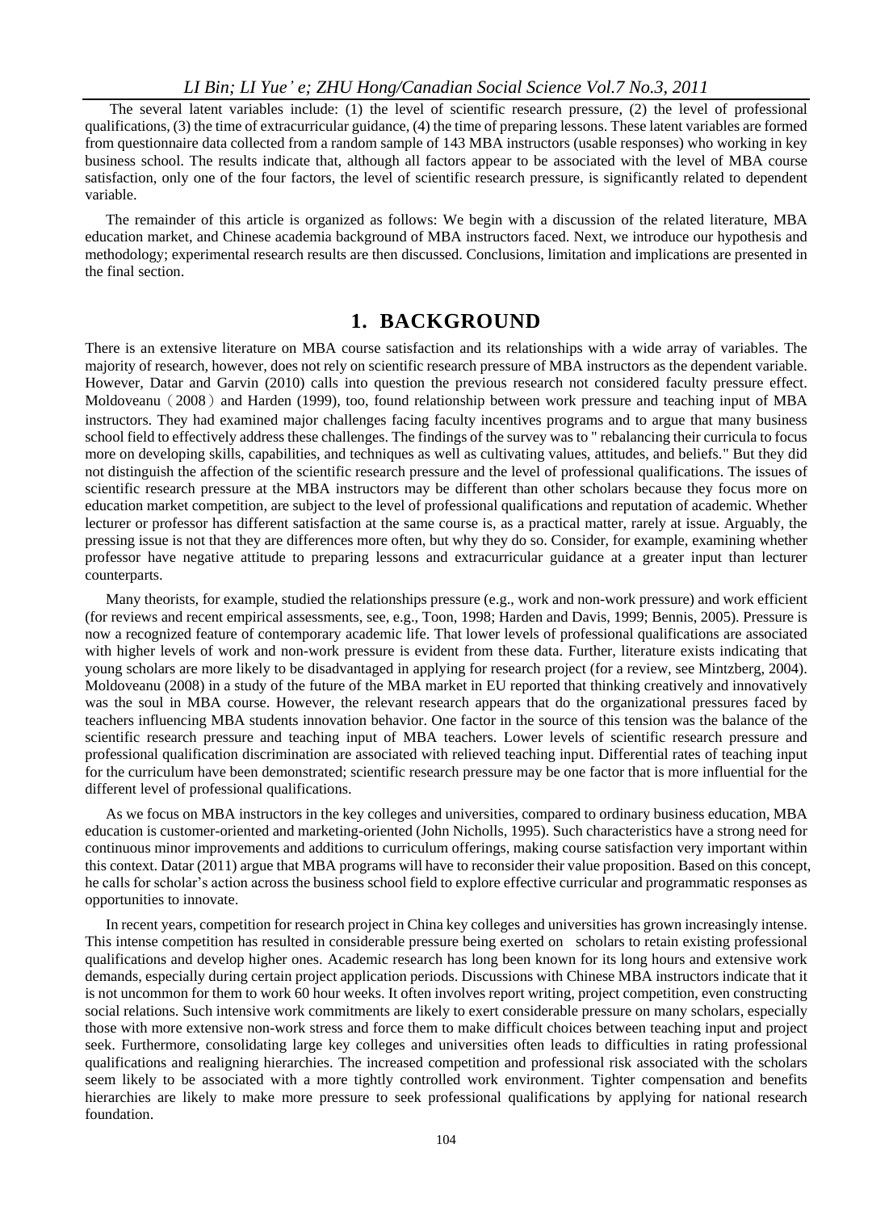The several latent variables include: (1) the level of scientific research pressure, (2) the level of professional qualifications, (3) the time of extracurricular guidance, (4) the time of preparing lessons. These latent variables are formed from questionnaire data collected from a random sample of 143 MBA instructors (usable responses) who working in key business school. The results indicate that, although all factors appear to be associated with the level of MBA course satisfaction, only one of the four factors, the level of scientific research pressure, is significantly related to dependent variable.

The remainder of this article is organized as follows: We begin with a discussion of the related literature, MBA education market, and Chinese academia background of MBA instructors faced. Next, we introduce our hypothesis and methodology; experimental research results are then discussed. Conclusions, limitation and implications are presented in the final section.

## 1. BACKGROUND

There is an extensive literature on MBA course satisfaction and its relationships with a wide array of variables. The majority of research, however, does not rely on scientific research pressure of MBA instructors as the dependent variable. However, Datar and Garvin (2010) calls into question the previous research not considered faculty pressure effect. Moldoveanu（2008）and Harden (1999), too, found relationship between work pressure and teaching input of MBA instructors. They had examined major challenges facing faculty incentives programs and to argue that many business school field to effectively address these challenges. The findings of the survey was to " rebalancing their curricula to focus more on developing skills, capabilities, and techniques as well as cultivating values, attitudes, and beliefs." But they did not distinguish the affection of the scientific research pressure and the level of professional qualifications. The issues of scientific research pressure at the MBA instructors may be different than other scholars because they focus more on education market competition, are subject to the level of professional qualifications and reputation of academic. Whether lecturer or professor has different satisfaction at the same course is, as a practical matter, rarely at issue. Arguably, the pressing issue is not that they are differences more often, but why they do so. Consider, for example, examining whether professor have negative attitude to preparing lessons and extracurricular guidance at a greater input than lecturer counterparts.

Many theorists, for example, studied the relationships pressure (e.g., work and non-work pressure) and work efficient (for reviews and recent empirical assessments, see, e.g., Toon, 1998; Harden and Davis, 1999; Bennis, 2005). Pressure is now a recognized feature of contemporary academic life. That lower levels of professional qualifications are associated with higher levels of work and non-work pressure is evident from these data. Further, literature exists indicating that young scholars are more likely to be disadvantaged in applying for research project (for a review, see Mintzberg, 2004). Moldoveanu (2008) in a study of the future of the MBA market in EU reported that thinking creatively and innovatively was the soul in MBA course. However, the relevant research appears that do the organizational pressures faced by teachers influencing MBA students innovation behavior. One factor in the source of this tension was the balance of the scientific research pressure and teaching input of MBA teachers. Lower levels of scientific research pressure and professional qualification discrimination are associated with relieved teaching input. Differential rates of teaching input for the curriculum have been demonstrated; scientific research pressure may be one factor that is more influential for the different level of professional qualifications.

As we focus on MBA instructors in the key colleges and universities, compared to ordinary business education, MBA education is customer-oriented and marketing-oriented (John Nicholls, 1995). Such characteristics have a strong need for continuous minor improvements and additions to curriculum offerings, making course satisfaction very important within this context. Datar (2011) argue that MBA programs will have to reconsider their value proposition. Based on this concept, he calls for scholar's action across the business school field to explore effective curricular and programmatic responses as opportunities to innovate.

In recent years, competition for research project in China key colleges and universities has grown increasingly intense. This intense competition has resulted in considerable pressure being exerted on scholars to retain existing professional qualifications and develop higher ones. Academic research has long been known for its long hours and extensive work demands, especially during certain project application periods. Discussions with Chinese MBA instructors indicate that it is not uncommon for them to work 60 hour weeks. It often involves report writing, project competition, even constructing social relations. Such intensive work commitments are likely to exert considerable pressure on many scholars, especially those with more extensive non-work stress and force them to make difficult choices between teaching input and project seek. Furthermore, consolidating large key colleges and universities often leads to difficulties in rating professional qualifications and realigning hierarchies. The increased competition and professional risk associated with the scholars seem likely to be associated with a more tightly controlled work environment. Tighter compensation and benefits hierarchies are likely to make more pressure to seek professional qualifications by applying for national research foundation.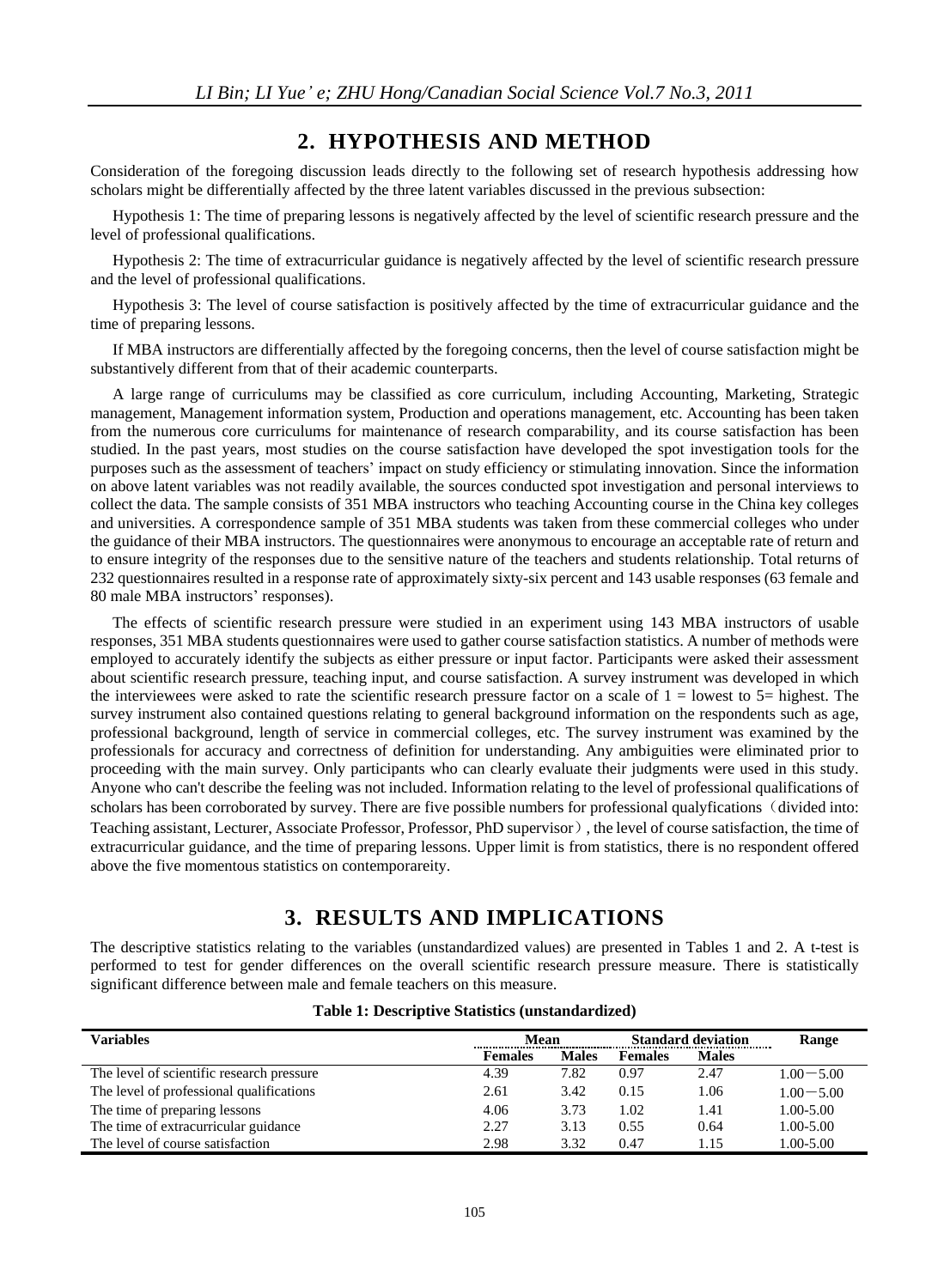## 2. HYPOTHESIS AND METHOD

Consideration of the foregoing discussion leads directly to the following set of research hypothesis addressing how scholars might be differentially affected by the three latent variables discussed in the previous subsection:

Hypothesis 1: The time of preparing lessons is negatively affected by the level of scientific research pressure and the level of professional qualifications.

Hypothesis 2: The time of extracurricular guidance is negatively affected by the level of scientific research pressure and the level of professional qualifications.

Hypothesis 3: The level of course satisfaction is positively affected by the time of extracurricular guidance and the time of preparing lessons.

If MBA instructors are differentially affected by the foregoing concerns, then the level of course satisfaction might be substantively different from that of their academic counterparts.

A large range of curriculums may be classified as core curriculum, including Accounting, Marketing, Strategic management, Management information system, Production and operations management, etc. Accounting has been taken from the numerous core curriculums for maintenance of research comparability, and its course satisfaction has been studied. In the past years, most studies on the course satisfaction have developed the spot investigation tools for the purposes such as the assessment of teachers' impact on study efficiency or stimulating innovation. Since the information on above latent variables was not readily available, the sources conducted spot investigation and personal interviews to collect the data. The sample consists of 351 MBA instructors who teaching Accounting course in the China key colleges and universities. A correspondence sample of 351 MBA students was taken from these commercial colleges who under the guidance of their MBA instructors. The questionnaires were anonymous to encourage an acceptable rate of return and to ensure integrity of the responses due to the sensitive nature of the teachers and students relationship. Total returns of 232 questionnaires resulted in a response rate of approximately sixty-six percent and 143 usable responses (63 female and 80 male MBA instructors' responses).

The effects of scientific research pressure were studied in an experiment using 143 MBA instructors of usable responses, 351 MBA students questionnaires were used to gather course satisfaction statistics. A number of methods were employed to accurately identify the subjects as either pressure or input factor. Participants were asked their assessment about scientific research pressure, teaching input, and course satisfaction. A survey instrument was developed in which the interviewees were asked to rate the scientific research pressure factor on a scale of 1 = lowest to 5= highest. The survey instrument also contained questions relating to general background information on the respondents such as age, professional background, length of service in commercial colleges, etc. The survey instrument was examined by the professionals for accuracy and correctness of definition for understanding. Any ambiguities were eliminated prior to proceeding with the main survey. Only participants who can clearly evaluate their judgments were used in this study. Anyone who can't describe the feeling was not included. Information relating to the level of professional qualifications of scholars has been corroborated by survey. There are five possible numbers for professional qualyfications（divided into: Teaching assistant, Lecturer, Associate Professor, Professor, PhD supervisor）, the level of course satisfaction, the time of extracurricular guidance, and the time of preparing lessons. Upper limit is from statistics, there is no respondent offered above the five momentous statistics on contemporareity.

## 3. RESULTS AND IMPLICATIONS

The descriptive statistics relating to the variables (unstandardized values) are presented in Tables 1 and 2. A t-test is performed to test for gender differences on the overall scientific research pressure measure. There is statistically significant difference between male and female teachers on this measure.

**Table 1: Descriptive Statistics (unstandardized)**

| Variables | Mean | | Standard deviation | | Range |
|---|---|---|---|---|---|
| | Females | Males | Females | Males | |
| The level of scientific research pressure | 4.39 | 7.82 | 0.97 | 2.47 | 1.00－5.00 |
| The level of professional qualifications | 2.61 | 3.42 | 0.15 | 1.06 | 1.00－5.00 |
| The time of preparing lessons | 4.06 | 3.73 | 1.02 | 1.41 | 1.00-5.00 |
| The time of extracurricular guidance | 2.27 | 3.13 | 0.55 | 0.64 | 1.00-5.00 |
| The level of course satisfaction | 2.98 | 3.32 | 0.47 | 1.15 | 1.00-5.00 |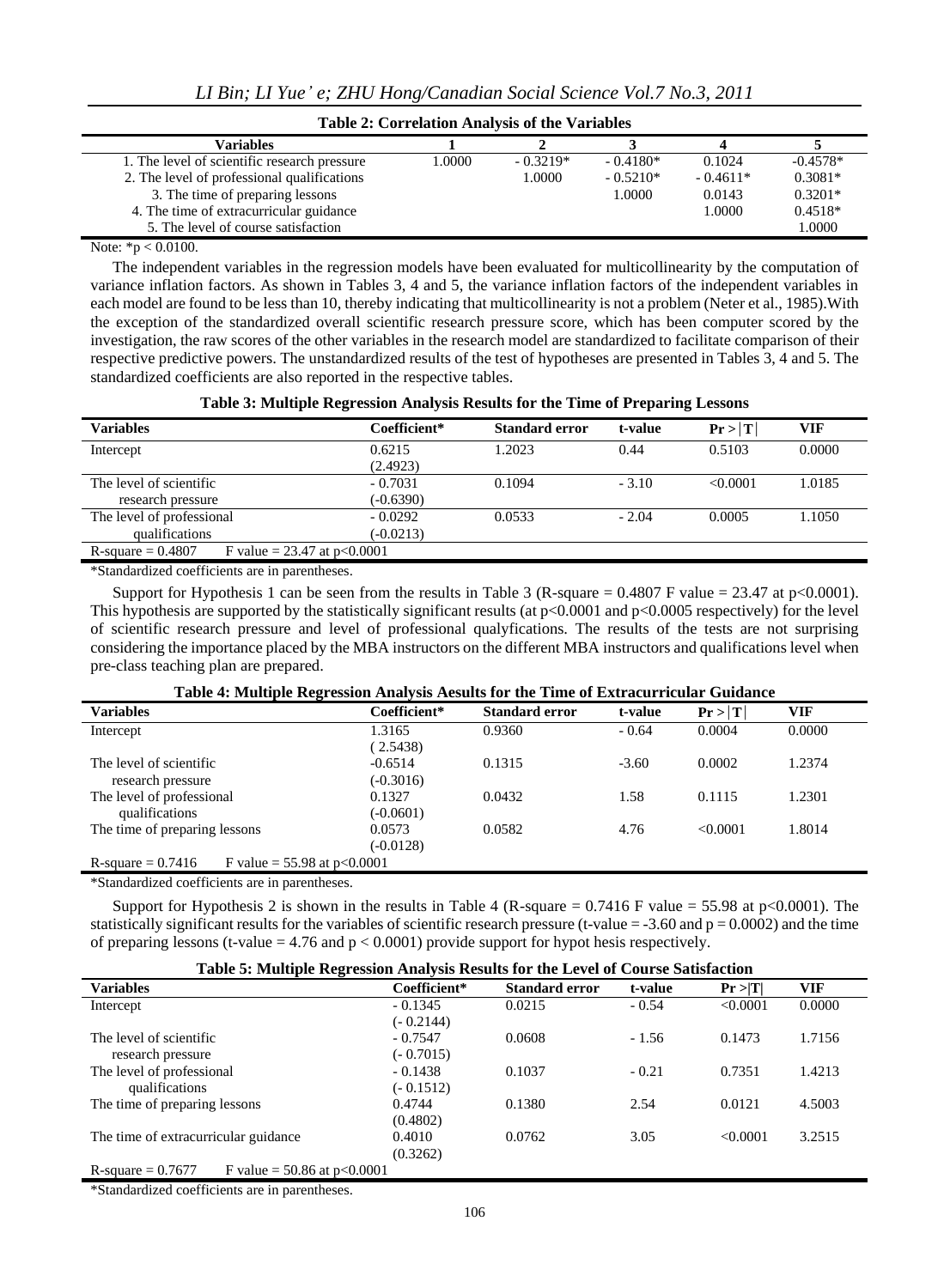**Table 2: Correlation Analysis of the Variables**

| Variables | 1 | 2 | 3 | 4 | 5 |
|---|---|---|---|---|---|
| 1. The level of scientific research pressure | 1.0000 | - 0.3219* | - 0.4180* | 0.1024 | -0.4578* |
| 2. The level of professional qualifications | | 1.0000 | - 0.5210* | - 0.4611* | 0.3081* |
| 3. The time of preparing lessons | | | 1.0000 | 0.0143 | 0.3201* |
| 4. The time of extracurricular guidance | | | | 1.0000 | 0.4518* |
| 5. The level of course satisfaction | | | | | 1.0000 |

Note: *p < 0.0100.

The independent variables in the regression models have been evaluated for multicollinearity by the computation of variance inflation factors. As shown in Tables 3, 4 and 5, the variance inflation factors of the independent variables in each model are found to be less than 10, thereby indicating that multicollinearity is not a problem (Neter et al., 1985).With the exception of the standardized overall scientific research pressure score, which has been computer scored by the investigation, the raw scores of the other variables in the research model are standardized to facilitate comparison of their respective predictive powers. The unstandardized results of the test of hypotheses are presented in Tables 3, 4 and 5. The standardized coefficients are also reported in the respective tables.

**Table 3: Multiple Regression Analysis Results for the Time of Preparing Lessons**

| Variables | Coefficient* | Standard error | t-value | Pr > \|T\| | VIF |
|---|---|---|---|---|---|
| Intercept | 0.6215 (2.4923) | 1.2023 | 0.44 | 0.5103 | 0.0000 |
| The level of scientific research pressure | - 0.7031 (-0.6390) | 0.1094 | - 3.10 | <0.0001 | 1.0185 |
| The level of professional qualifications | - 0.0292 (-0.0213) | 0.0533 | - 2.04 | 0.0005 | 1.1050 |
| R-square = 0.4807 F value = 23.47 at p<0.0001 | | | | | |

*Standardized coefficients are in parentheses.

Support for Hypothesis 1 can be seen from the results in Table 3 (R-square = 0.4807 F value = 23.47 at p<0.0001). This hypothesis are supported by the statistically significant results (at p<0.0001 and p<0.0005 respectively) for the level of scientific research pressure and level of professional qualyfications. The results of the tests are not surprising considering the importance placed by the MBA instructors on the different MBA instructors and qualifications level when pre-class teaching plan are prepared.

**Table 4: Multiple Regression Analysis Aesults for the Time of Extracurricular Guidance**

| Variables | Coefficient* | Standard error | t-value | Pr > \|T\| | VIF |
|---|---|---|---|---|---|
| Intercept | 1.3165 ( 2.5438) | 0.9360 | - 0.64 | 0.0004 | 0.0000 |
| The level of scientific research pressure | -0.6514 (-0.3016) | 0.1315 | -3.60 | 0.0002 | 1.2374 |
| The level of professional qualifications | 0.1327 (-0.0601) | 0.0432 | 1.58 | 0.1115 | 1.2301 |
| The time of preparing lessons | 0.0573 (-0.0128) | 0.0582 | 4.76 | <0.0001 | 1.8014 |
| R-square = 0.7416 F value = 55.98 at p<0.0001 | | | | | |

*Standardized coefficients are in parentheses.

Support for Hypothesis 2 is shown in the results in Table 4 (R-square = 0.7416 F value = 55.98 at p<0.0001). The statistically significant results for the variables of scientific research pressure (t-value = -3.60 and p = 0.0002) and the time of preparing lessons (t-value = 4.76 and p < 0.0001) provide support for hypot hesis respectively.

**Table 5: Multiple Regression Analysis Results for the Level of Course Satisfaction**

| Variables | Coefficient* | Standard error | t-value | Pr >\|T\| | VIF |
|---|---|---|---|---|---|
| Intercept | - 0.1345 (- 0.2144) | 0.0215 | - 0.54 | <0.0001 | 0.0000 |
| The level of scientific research pressure | - 0.7547 (- 0.7015) | 0.0608 | - 1.56 | 0.1473 | 1.7156 |
| The level of professional qualifications | - 0.1438 (- 0.1512) | 0.1037 | - 0.21 | 0.7351 | 1.4213 |
| The time of preparing lessons | 0.4744 (0.4802) | 0.1380 | 2.54 | 0.0121 | 4.5003 |
| The time of extracurricular guidance | 0.4010 (0.3262) | 0.0762 | 3.05 | <0.0001 | 3.2515 |
| R-square = 0.7677 F value = 50.86 at p<0.0001 | | | | | |

*Standardized coefficients are in parentheses.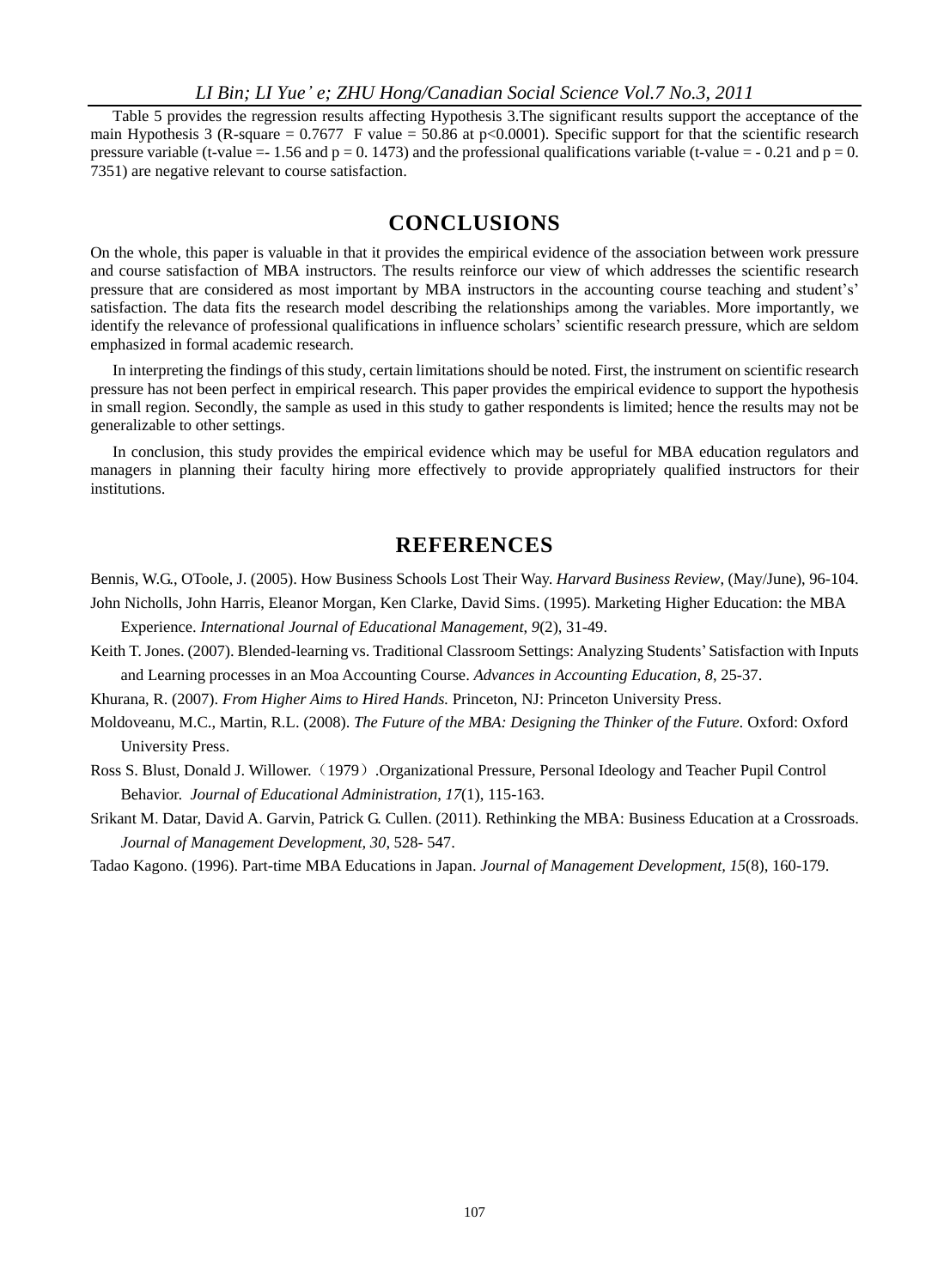Table 5 provides the regression results affecting Hypothesis 3.The significant results support the acceptance of the main Hypothesis 3 (R-square = 0.7677 F value = 50.86 at p<0.0001). Specific support for that the scientific research pressure variable (t-value =- 1.56 and p = 0. 1473) and the professional qualifications variable (t-value = - 0.21 and p = 0. 7351) are negative relevant to course satisfaction.

## CONCLUSIONS

On the whole, this paper is valuable in that it provides the empirical evidence of the association between work pressure and course satisfaction of MBA instructors. The results reinforce our view of which addresses the scientific research pressure that are considered as most important by MBA instructors in the accounting course teaching and student's' satisfaction. The data fits the research model describing the relationships among the variables. More importantly, we identify the relevance of professional qualifications in influence scholars' scientific research pressure, which are seldom emphasized in formal academic research.

In interpreting the findings of this study, certain limitations should be noted. First, the instrument on scientific research pressure has not been perfect in empirical research. This paper provides the empirical evidence to support the hypothesis in small region. Secondly, the sample as used in this study to gather respondents is limited; hence the results may not be generalizable to other settings.

In conclusion, this study provides the empirical evidence which may be useful for MBA education regulators and managers in planning their faculty hiring more effectively to provide appropriately qualified instructors for their institutions.

## REFERENCES

Bennis, W.G., OToole, J. (2005). How Business Schools Lost Their Way. *Harvard Business Review*, (May/June), 96-104.

John Nicholls, John Harris, Eleanor Morgan, Ken Clarke, David Sims. (1995). Marketing Higher Education: the MBA Experience. *International Journal of Educational Management*, *9*(2), 31-49.

Keith T. Jones. (2007). Blended-learning vs. Traditional Classroom Settings: Analyzing Students' Satisfaction with Inputs and Learning processes in an Moa Accounting Course. *Advances in Accounting Education, 8*, 25-37.

Khurana, R. (2007). *From Higher Aims to Hired Hands.* Princeton, NJ: Princeton University Press.

Moldoveanu, M.C., Martin, R.L. (2008). *The Future of the MBA: Designing the Thinker of the Future.* Oxford: Oxford University Press.

Ross S. Blust, Donald J. Willower.（1979）.Organizational Pressure, Personal Ideology and Teacher Pupil Control Behavior. *Journal of Educational Administration*, *17*(1), 115-163.

Srikant M. Datar, David A. Garvin, Patrick G. Cullen. (2011). Rethinking the MBA: Business Education at a Crossroads. *Journal of Management Development, 30*, 528- 547.

Tadao Kagono. (1996). Part-time MBA Educations in Japan. *Journal of Management Development, 15*(8), 160-179.